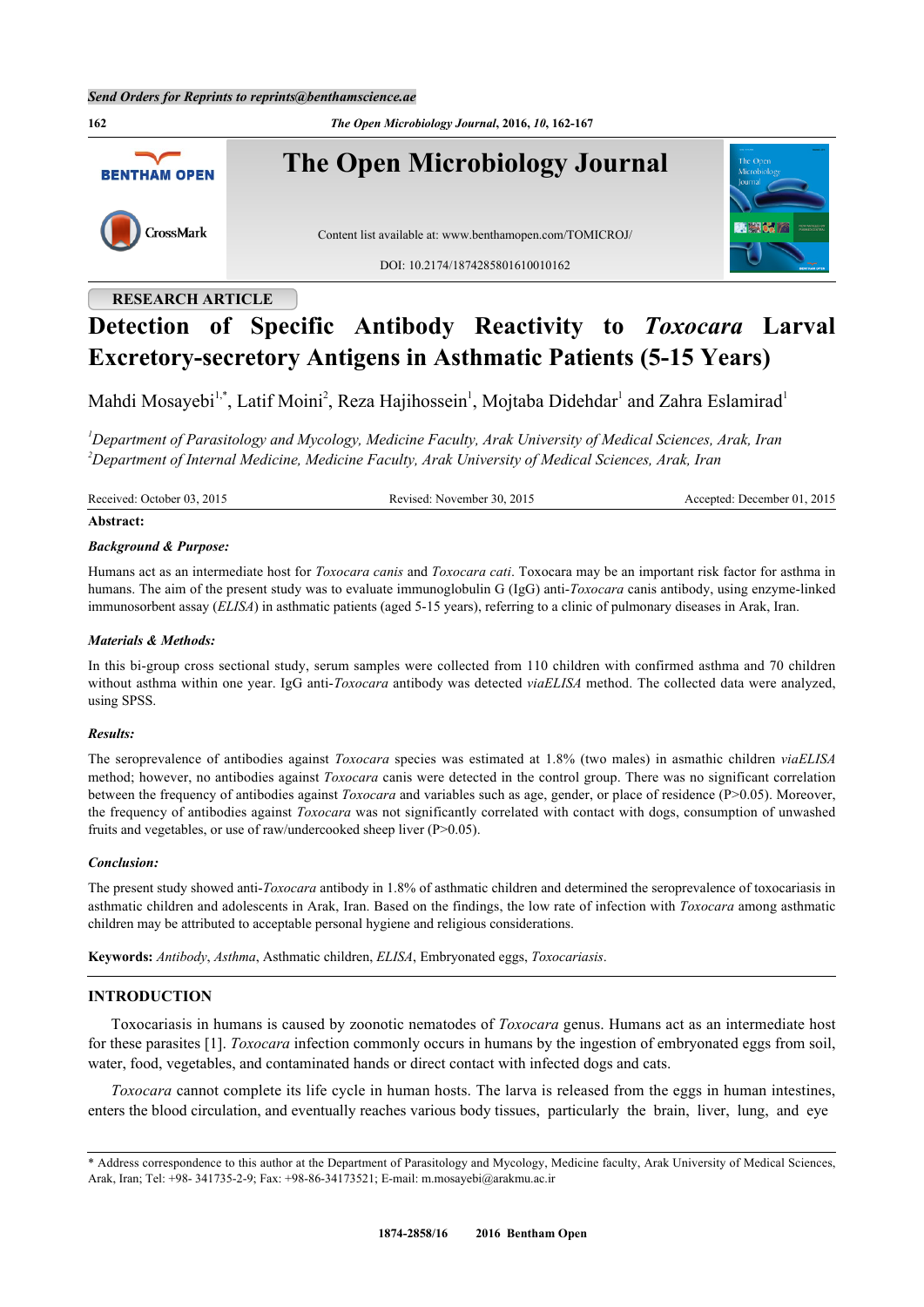RESEARCH ARTICLE

# Detection of Specific Antibody Reactivity to *Toxocara* Larval Excretory-secretory Antigens in Asthmatic Patients (5-15 Years)

Mahdi Mosayebi[1,*], Latif Moini[2], Reza Hajihossein[1], Mojtaba Didehdar[1] and Zahra Eslamirad[1]

[1]*Department of Parasitology and Mycology, Medicine Faculty, Arak University of Medical Sciences, Arak, Iran*
[2]*Department of Internal Medicine, Medicine Faculty, Arak University of Medical Sciences, Arak, Iran*

Received: October 03, 2015 Revised: November 30, 2015 Accepted: December 01, 2015

**Abstract:**

***Background & Purpose:***

Humans act as an intermediate host for *Toxocara canis* and *Toxocara cati*. Toxocara may be an important risk factor for asthma in humans. The aim of the present study was to evaluate immunoglobulin G (IgG) anti-*Toxocara* canis antibody, using enzyme-linked immunosorbent assay (*ELISA*) in asthmatic patients (aged 5-15 years), referring to a clinic of pulmonary diseases in Arak, Iran.

***Materials & Methods:***

In this bi-group cross sectional study, serum samples were collected from 110 children with confirmed asthma and 70 children without asthma within one year. IgG anti-*Toxocara* antibody was detected *viaELISA* method. The collected data were analyzed, using SPSS.

***Results:***

The seroprevalence of antibodies against *Toxocara* species was estimated at 1.8% (two males) in asmathic children *viaELISA* method; however, no antibodies against *Toxocara* canis were detected in the control group. There was no significant correlation between the frequency of antibodies against *Toxocara* and variables such as age, gender, or place of residence (P>0.05). Moreover, the frequency of antibodies against *Toxocara* was not significantly correlated with contact with dogs, consumption of unwashed fruits and vegetables, or use of raw/undercooked sheep liver (P>0.05).

***Conclusion:***

The present study showed anti-*Toxocara* antibody in 1.8% of asthmatic children and determined the seroprevalence of toxocariasis in asthmatic children and adolescents in Arak, Iran. Based on the findings, the low rate of infection with *Toxocara* among asthmatic children may be attributed to acceptable personal hygiene and religious considerations.

**Keywords:** *Antibody*, *Asthma*, Asthmatic children, *ELISA*, Embryonated eggs, *Toxocariasis*.

## INTRODUCTION

Toxocariasis in humans is caused by zoonotic nematodes of *Toxocara* genus. Humans act as an intermediate host for these parasites [1]. *Toxocara* infection commonly occurs in humans by the ingestion of embryonated eggs from soil, water, food, vegetables, and contaminated hands or direct contact with infected dogs and cats.

*Toxocara* cannot complete its life cycle in human hosts. The larva is released from the eggs in human intestines, enters the blood circulation, and eventually reaches various body tissues, particularly the brain, liver, lung, and eye

* Address correspondence to this author at the Department of Parasitology and Mycology, Medicine faculty, Arak University of Medical Sciences, Arak, Iran; Tel: +98- 341735-2-9; Fax: +98-86-34173521; E-mail: m.mosayebi@arakmu.ac.ir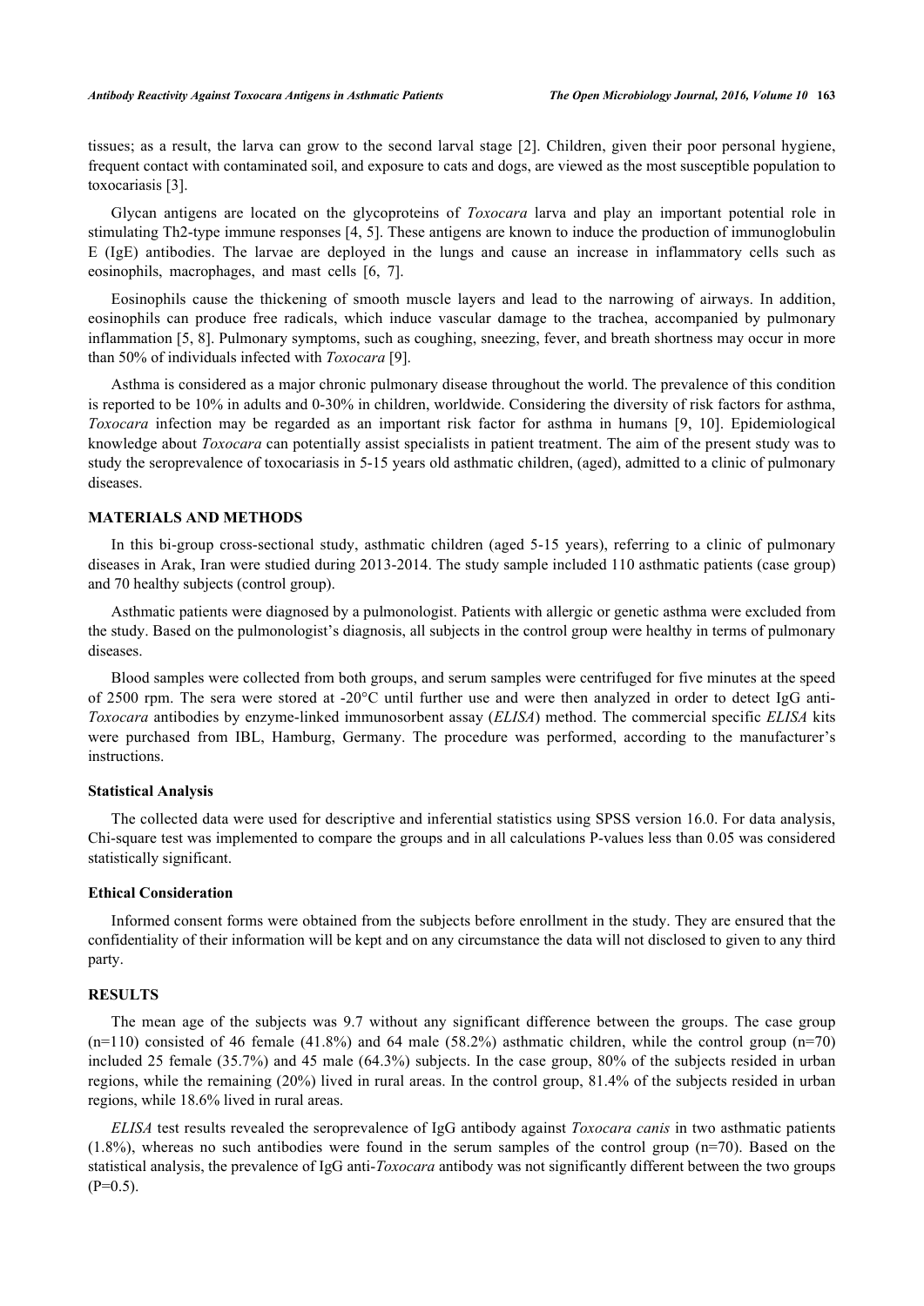tissues; as a result, the larva can grow to the second larval stage [2]. Children, given their poor personal hygiene, frequent contact with contaminated soil, and exposure to cats and dogs, are viewed as the most susceptible population to toxocariasis [3].

Glycan antigens are located on the glycoproteins of *Toxocara* larva and play an important potential role in stimulating Th2-type immune responses [4, 5]. These antigens are known to induce the production of immunoglobulin E (IgE) antibodies. The larvae are deployed in the lungs and cause an increase in inflammatory cells such as eosinophils, macrophages, and mast cells [6, 7].

Eosinophils cause the thickening of smooth muscle layers and lead to the narrowing of airways. In addition, eosinophils can produce free radicals, which induce vascular damage to the trachea, accompanied by pulmonary inflammation [5, 8]. Pulmonary symptoms, such as coughing, sneezing, fever, and breath shortness may occur in more than 50% of individuals infected with *Toxocara* [9].

Asthma is considered as a major chronic pulmonary disease throughout the world. The prevalence of this condition is reported to be 10% in adults and 0-30% in children, worldwide. Considering the diversity of risk factors for asthma, *Toxocara* infection may be regarded as an important risk factor for asthma in humans [9, 10]. Epidemiological knowledge about *Toxocara* can potentially assist specialists in patient treatment. The aim of the present study was to study the seroprevalence of toxocariasis in 5-15 years old asthmatic children, (aged), admitted to a clinic of pulmonary diseases.

## MATERIALS AND METHODS

In this bi-group cross-sectional study, asthmatic children (aged 5-15 years), referring to a clinic of pulmonary diseases in Arak, Iran were studied during 2013-2014. The study sample included 110 asthmatic patients (case group) and 70 healthy subjects (control group).

Asthmatic patients were diagnosed by a pulmonologist. Patients with allergic or genetic asthma were excluded from the study. Based on the pulmonologist's diagnosis, all subjects in the control group were healthy in terms of pulmonary diseases.

Blood samples were collected from both groups, and serum samples were centrifuged for five minutes at the speed of 2500 rpm. The sera were stored at -20°C until further use and were then analyzed in order to detect IgG anti-*Toxocara* antibodies by enzyme-linked immunosorbent assay (*ELISA*) method. The commercial specific *ELISA* kits were purchased from IBL, Hamburg, Germany. The procedure was performed, according to the manufacturer's instructions.

### Statistical Analysis

The collected data were used for descriptive and inferential statistics using SPSS version 16.0. For data analysis, Chi-square test was implemented to compare the groups and in all calculations P-values less than 0.05 was considered statistically significant.

### Ethical Consideration

Informed consent forms were obtained from the subjects before enrollment in the study. They are ensured that the confidentiality of their information will be kept and on any circumstance the data will not disclosed to given to any third party.

## RESULTS

The mean age of the subjects was 9.7 without any significant difference between the groups. The case group (n=110) consisted of 46 female (41.8%) and 64 male (58.2%) asthmatic children, while the control group (n=70) included 25 female (35.7%) and 45 male (64.3%) subjects. In the case group, 80% of the subjects resided in urban regions, while the remaining (20%) lived in rural areas. In the control group, 81.4% of the subjects resided in urban regions, while 18.6% lived in rural areas.

*ELISA* test results revealed the seroprevalence of IgG antibody against *Toxocara canis* in two asthmatic patients (1.8%), whereas no such antibodies were found in the serum samples of the control group (n=70). Based on the statistical analysis, the prevalence of IgG anti-*Toxocara* antibody was not significantly different between the two groups (P=0.5).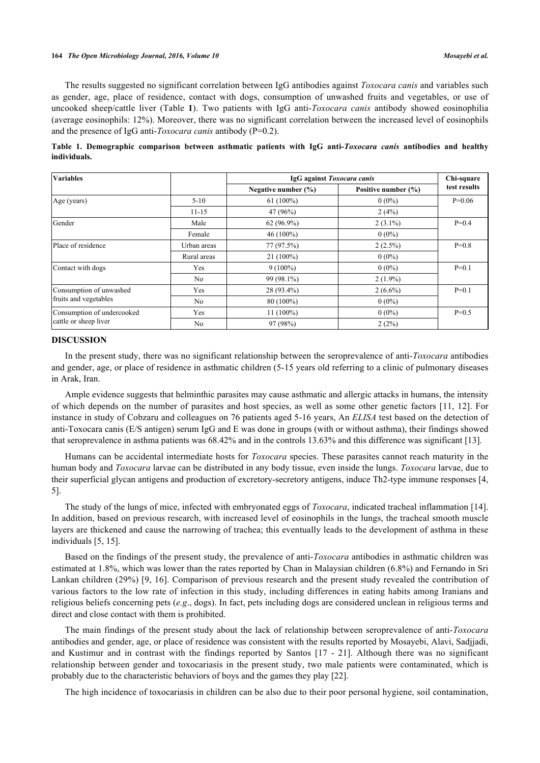The results suggested no significant correlation between IgG antibodies against *Toxocara canis* and variables such as gender, age, place of residence, contact with dogs, consumption of unwashed fruits and vegetables, or use of uncooked sheep/cattle liver (Table **1**). Two patients with IgG anti-*Toxocara canis* antibody showed eosinophilia (average eosinophils: 12%). Moreover, there was no significant correlation between the increased level of eosinophils and the presence of IgG anti-*Toxocara canis* antibody (P=0.2).

**Table 1. Demographic comparison between asthmatic patients with IgG anti-*Toxocara canis* antibodies and healthy individuals.**

| Variables | | IgG against *Toxocara canis* | | Chi-square test results |
|---|---|---|---|---|
| | | Negative number (%) | Positive number (%) | |
| Age (years) | 5-10 | 61 (100%) | 0 (0%) | P=0.06 |
| | 11-15 | 47 (96%) | 2 (4%) | |
| Gender | Male | 62 (96.9%) | 2 (3.1%) | P=0.4 |
| | Female | 46 (100%) | 0 (0%) | |
| Place of residence | Urban areas | 77 (97.5%) | 2 (2.5%) | P=0.8 |
| | Rural areas | 21 (100%) | 0 (0%) | |
| Contact with dogs | Yes | 9 (100%) | 0 (0%) | P=0.1 |
| | No | 99 (98.1%) | 2 (1.9%) | |
| Consumption of unwashed fruits and vegetables | Yes | 28 (93.4%) | 2 (6.6%) | P=0.1 |
| | No | 80 (100%) | 0 (0%) | |
| Consumption of undercooked cattle or sheep liver | Yes | 11 (100%) | 0 (0%) | P=0.5 |
| | No | 97 (98%) | 2 (2%) | |

## DISCUSSION

In the present study, there was no significant relationship between the seroprevalence of anti-*Toxocara* antibodies and gender, age, or place of residence in asthmatic children (5-15 years old referring to a clinic of pulmonary diseases in Arak, Iran.

Ample evidence suggests that helminthic parasites may cause asthmatic and allergic attacks in humans, the intensity of which depends on the number of parasites and host species, as well as some other genetic factors [11, 12]. For instance in study of Cobzaru and colleagues on 76 patients aged 5-16 years, An *ELISA* test based on the detection of anti-Toxocara canis (E/S antigen) serum IgG and E was done in groups (with or without asthma), their findings showed that seroprevalence in asthma patients was 68.42% and in the controls 13.63% and this difference was significant [13].

Humans can be accidental intermediate hosts for *Toxocara* species. These parasites cannot reach maturity in the human body and *Toxocara* larvae can be distributed in any body tissue, even inside the lungs. *Toxocara* larvae, due to their superficial glycan antigens and production of excretory-secretory antigens, induce Th2-type immune responses [4, 5].

The study of the lungs of mice, infected with embryonated eggs of *Toxocara*, indicated tracheal inflammation [14]. In addition, based on previous research, with increased level of eosinophils in the lungs, the tracheal smooth muscle layers are thickened and cause the narrowing of trachea; this eventually leads to the development of asthma in these individuals [5, 15].

Based on the findings of the present study, the prevalence of anti-*Toxocara* antibodies in asthmatic children was estimated at 1.8%, which was lower than the rates reported by Chan in Malaysian children (6.8%) and Fernando in Sri Lankan children (29%) [9, 16]. Comparison of previous research and the present study revealed the contribution of various factors to the low rate of infection in this study, including differences in eating habits among Iranians and religious beliefs concerning pets (*e.g*., dogs). In fact, pets including dogs are considered unclean in religious terms and direct and close contact with them is prohibited.

The main findings of the present study about the lack of relationship between seroprevalence of anti-*Toxocara* antibodies and gender, age, or place of residence was consistent with the results reported by Mosayebi, Alavi, Sadjjadi, and Kustimur and in contrast with the findings reported by Santos [17 - 21]. Although there was no significant relationship between gender and toxocariasis in the present study, two male patients were contaminated, which is probably due to the characteristic behaviors of boys and the games they play [22].

The high incidence of toxocariasis in children can be also due to their poor personal hygiene, soil contamination,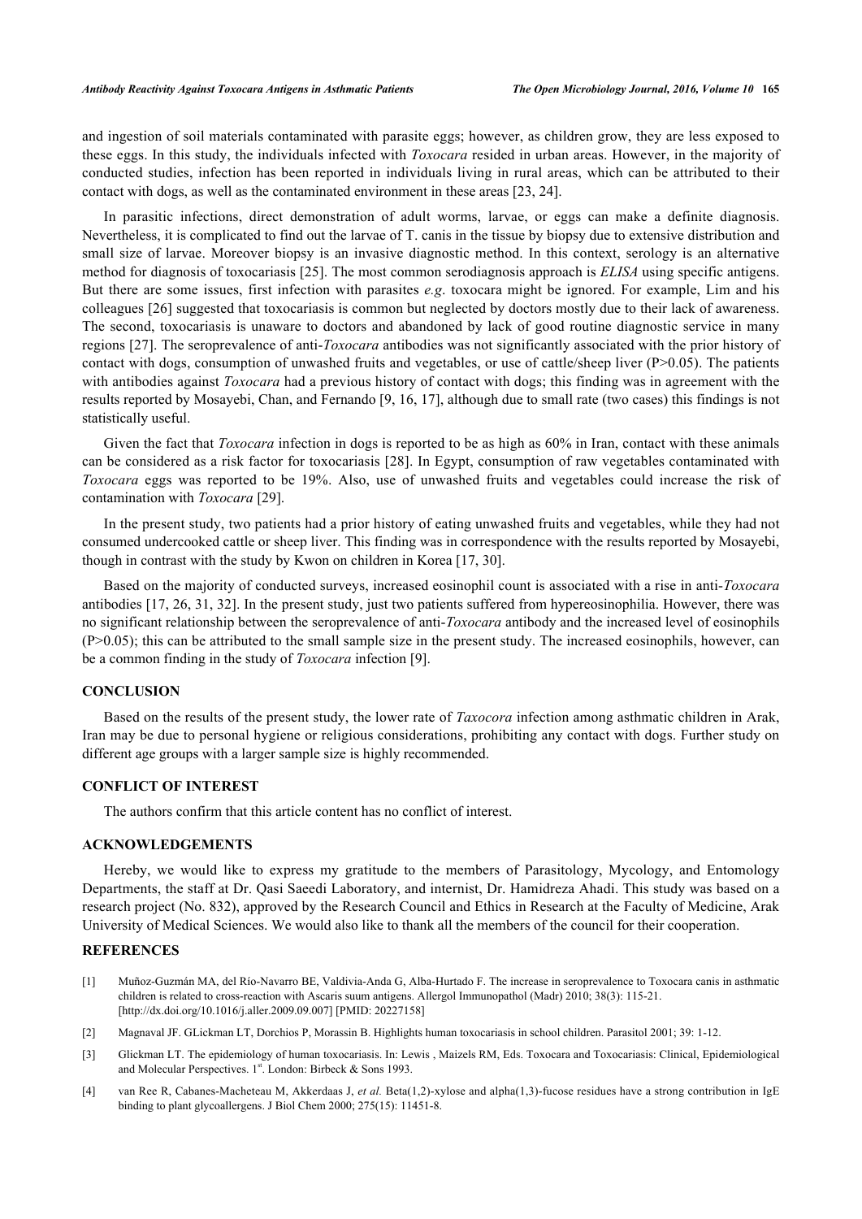and ingestion of soil materials contaminated with parasite eggs; however, as children grow, they are less exposed to these eggs. In this study, the individuals infected with *Toxocara* resided in urban areas. However, in the majority of conducted studies, infection has been reported in individuals living in rural areas, which can be attributed to their contact with dogs, as well as the contaminated environment in these areas [23, 24].

In parasitic infections, direct demonstration of adult worms, larvae, or eggs can make a definite diagnosis. Nevertheless, it is complicated to find out the larvae of T. canis in the tissue by biopsy due to extensive distribution and small size of larvae. Moreover biopsy is an invasive diagnostic method. In this context, serology is an alternative method for diagnosis of toxocariasis [25]. The most common serodiagnosis approach is *ELISA* using specific antigens. But there are some issues, first infection with parasites *e.g*. toxocara might be ignored. For example, Lim and his colleagues [26] suggested that toxocariasis is common but neglected by doctors mostly due to their lack of awareness. The second, toxocariasis is unaware to doctors and abandoned by lack of good routine diagnostic service in many regions [27]. The seroprevalence of anti-*Toxocara* antibodies was not significantly associated with the prior history of contact with dogs, consumption of unwashed fruits and vegetables, or use of cattle/sheep liver (P>0.05). The patients with antibodies against *Toxocara* had a previous history of contact with dogs; this finding was in agreement with the results reported by Mosayebi, Chan, and Fernando [9, 16, 17], although due to small rate (two cases) this findings is not statistically useful.

Given the fact that *Toxocara* infection in dogs is reported to be as high as 60% in Iran, contact with these animals can be considered as a risk factor for toxocariasis [28]. In Egypt, consumption of raw vegetables contaminated with *Toxocara* eggs was reported to be 19%. Also, use of unwashed fruits and vegetables could increase the risk of contamination with *Toxocara* [29].

In the present study, two patients had a prior history of eating unwashed fruits and vegetables, while they had not consumed undercooked cattle or sheep liver. This finding was in correspondence with the results reported by Mosayebi, though in contrast with the study by Kwon on children in Korea [17, 30].

Based on the majority of conducted surveys, increased eosinophil count is associated with a rise in anti-*Toxocara* antibodies [17, 26, 31, 32]. In the present study, just two patients suffered from hypereosinophilia. However, there was no significant relationship between the seroprevalence of anti-*Toxocara* antibody and the increased level of eosinophils (P>0.05); this can be attributed to the small sample size in the present study. The increased eosinophils, however, can be a common finding in the study of *Toxocara* infection [9].

## CONCLUSION

Based on the results of the present study, the lower rate of *Taxocora* infection among asthmatic children in Arak, Iran may be due to personal hygiene or religious considerations, prohibiting any contact with dogs. Further study on different age groups with a larger sample size is highly recommended.

## CONFLICT OF INTEREST

The authors confirm that this article content has no conflict of interest.

## ACKNOWLEDGEMENTS

Hereby, we would like to express my gratitude to the members of Parasitology, Mycology, and Entomology Departments, the staff at Dr. Qasi Saeedi Laboratory, and internist, Dr. Hamidreza Ahadi. This study was based on a research project (No. 832), approved by the Research Council and Ethics in Research at the Faculty of Medicine, Arak University of Medical Sciences. We would also like to thank all the members of the council for their cooperation.

## REFERENCES

[1] Muñoz-Guzmán MA, del Río-Navarro BE, Valdivia-Anda G, Alba-Hurtado F. The increase in seroprevalence to Toxocara canis in asthmatic children is related to cross-reaction with Ascaris suum antigens. Allergol Immunopathol (Madr) 2010; 38(3): 115-21. [http://dx.doi.org/10.1016/j.aller.2009.09.007] [PMID: 20227158]

[2] Magnaval JF. GLickman LT, Dorchios P, Morassin B. Highlights human toxocariasis in school children. Parasitol 2001; 39: 1-12.

[3] Glickman LT. The epidemiology of human toxocariasis. In: Lewis , Maizels RM, Eds. Toxocara and Toxocariasis: Clinical, Epidemiological and Molecular Perspectives. 1st. London: Birbeck & Sons 1993.

[4] van Ree R, Cabanes-Macheteau M, Akkerdaas J, *et al.* Beta(1,2)-xylose and alpha(1,3)-fucose residues have a strong contribution in IgE binding to plant glycoallergens. J Biol Chem 2000; 275(15): 11451-8.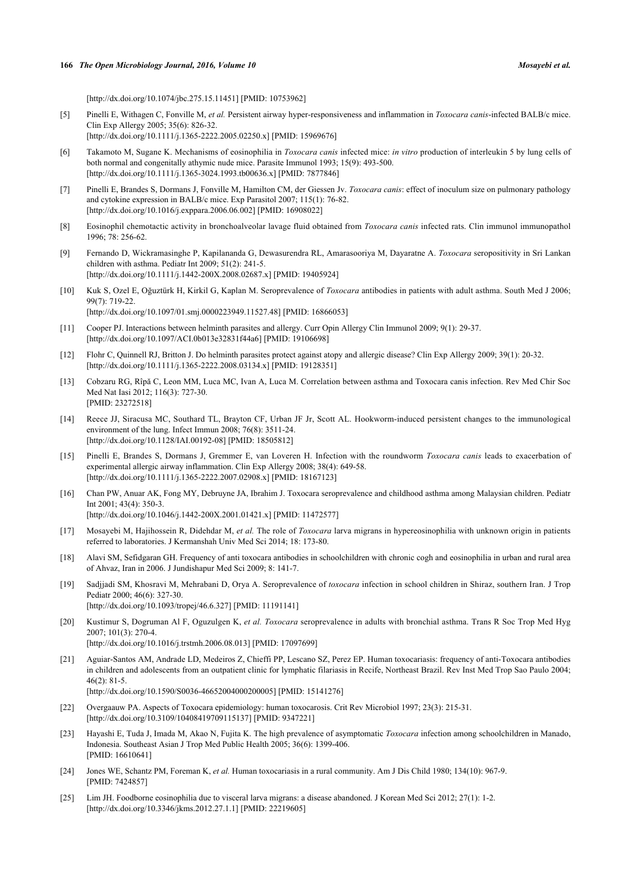[http://dx.doi.org/10.1074/jbc.275.15.11451] [PMID: 10753962]

[5] Pinelli E, Withagen C, Fonville M, *et al.* Persistent airway hyper-responsiveness and inflammation in *Toxocara canis*-infected BALB/c mice. Clin Exp Allergy 2005; 35(6): 826-32.
[http://dx.doi.org/10.1111/j.1365-2222.2005.02250.x] [PMID: 15969676]

[6] Takamoto M, Sugane K. Mechanisms of eosinophilia in *Toxocara canis* infected mice: *in vitro* production of interleukin 5 by lung cells of both normal and congenitally athymic nude mice. Parasite Immunol 1993; 15(9): 493-500.
[http://dx.doi.org/10.1111/j.1365-3024.1993.tb00636.x] [PMID: 7877846]

[7] Pinelli E, Brandes S, Dormans J, Fonville M, Hamilton CM, der Giessen Jv. *Toxocara canis*: effect of inoculum size on pulmonary pathology and cytokine expression in BALB/c mice. Exp Parasitol 2007; 115(1): 76-82.
[http://dx.doi.org/10.1016/j.exppara.2006.06.002] [PMID: 16908022]

[8] Eosinophil chemotactic activity in bronchoalveolar lavage fluid obtained from *Toxocara canis* infected rats. Clin immunol immunopathol 1996; 78: 256-62.

[9] Fernando D, Wickramasinghe P, Kapilananda G, Dewasurendra RL, Amarasooriya M, Dayaratne A. *Toxocara* seropositivity in Sri Lankan children with asthma. Pediatr Int 2009; 51(2): 241-5.
[http://dx.doi.org/10.1111/j.1442-200X.2008.02687.x] [PMID: 19405924]

[10] Kuk S, Ozel E, Oğuztürk H, Kirkil G, Kaplan M. Seroprevalence of *Toxocara* antibodies in patients with adult asthma. South Med J 2006; 99(7): 719-22.
[http://dx.doi.org/10.1097/01.smj.0000223949.11527.48] [PMID: 16866053]

[11] Cooper PJ. Interactions between helminth parasites and allergy. Curr Opin Allergy Clin Immunol 2009; 9(1): 29-37.
[http://dx.doi.org/10.1097/ACI.0b013e32831f44a6] [PMID: 19106698]

[12] Flohr C, Quinnell RJ, Britton J. Do helminth parasites protect against atopy and allergic disease? Clin Exp Allergy 2009; 39(1): 20-32.
[http://dx.doi.org/10.1111/j.1365-2222.2008.03134.x] [PMID: 19128351]

[13] Cobzaru RG, Rîpă C, Leon MM, Luca MC, Ivan A, Luca M. Correlation between asthma and Toxocara canis infection. Rev Med Chir Soc Med Nat Iasi 2012; 116(3): 727-30.
[PMID: 23272518]

[14] Reece JJ, Siracusa MC, Southard TL, Brayton CF, Urban JF Jr, Scott AL. Hookworm-induced persistent changes to the immunological environment of the lung. Infect Immun 2008; 76(8): 3511-24.
[http://dx.doi.org/10.1128/IAI.00192-08] [PMID: 18505812]

[15] Pinelli E, Brandes S, Dormans J, Gremmer E, van Loveren H. Infection with the roundworm *Toxocara canis* leads to exacerbation of experimental allergic airway inflammation. Clin Exp Allergy 2008; 38(4): 649-58.
[http://dx.doi.org/10.1111/j.1365-2222.2007.02908.x] [PMID: 18167123]

[16] Chan PW, Anuar AK, Fong MY, Debruyne JA, Ibrahim J. Toxocara seroprevalence and childhood asthma among Malaysian children. Pediatr Int 2001; 43(4): 350-3.
[http://dx.doi.org/10.1046/j.1442-200X.2001.01421.x] [PMID: 11472577]

[17] Mosayebi M, Hajihossein R, Didehdar M, *et al.* The role of *Toxocara* larva migrans in hypereosinophilia with unknown origin in patients referred to laboratories. J Kermanshah Univ Med Sci 2014; 18: 173-80.

[18] Alavi SM, Sefidgaran GH. Frequency of anti toxocara antibodies in schoolchildren with chronic cogh and eosinophilia in urban and rural area of Ahvaz, Iran in 2006. J Jundishapur Med Sci 2009; 8: 141-7.

[19] Sadjjadi SM, Khosravi M, Mehrabani D, Orya A. Seroprevalence of *toxocara* infection in school children in Shiraz, southern Iran. J Trop Pediatr 2000; 46(6): 327-30.
[http://dx.doi.org/10.1093/tropej/46.6.327] [PMID: 11191141]

[20] Kustimur S, Dogruman Al F, Oguzulgen K, *et al. Toxocara* seroprevalence in adults with bronchial asthma. Trans R Soc Trop Med Hyg 2007; 101(3): 270-4.
[http://dx.doi.org/10.1016/j.trstmh.2006.08.013] [PMID: 17097699]

[21] Aguiar-Santos AM, Andrade LD, Medeiros Z, Chieffi PP, Lescano SZ, Perez EP. Human toxocariasis: frequency of anti-Toxocara antibodies in children and adolescents from an outpatient clinic for lymphatic filariasis in Recife, Northeast Brazil. Rev Inst Med Trop Sao Paulo 2004; 46(2): 81-5.
[http://dx.doi.org/10.1590/S0036-46652004000200005] [PMID: 15141276]

[22] Overgaauw PA. Aspects of Toxocara epidemiology: human toxocarosis. Crit Rev Microbiol 1997; 23(3): 215-31.
[http://dx.doi.org/10.3109/10408419709115137] [PMID: 9347221]

[23] Hayashi E, Tuda J, Imada M, Akao N, Fujita K. The high prevalence of asymptomatic *Toxocara* infection among schoolchildren in Manado, Indonesia. Southeast Asian J Trop Med Public Health 2005; 36(6): 1399-406.
[PMID: 16610641]

[24] Jones WE, Schantz PM, Foreman K, *et al.* Human toxocariasis in a rural community. Am J Dis Child 1980; 134(10): 967-9.
[PMID: 7424857]

[25] Lim JH. Foodborne eosinophilia due to visceral larva migrans: a disease abandoned. J Korean Med Sci 2012; 27(1): 1-2.
[http://dx.doi.org/10.3346/jkms.2012.27.1.1] [PMID: 22219605]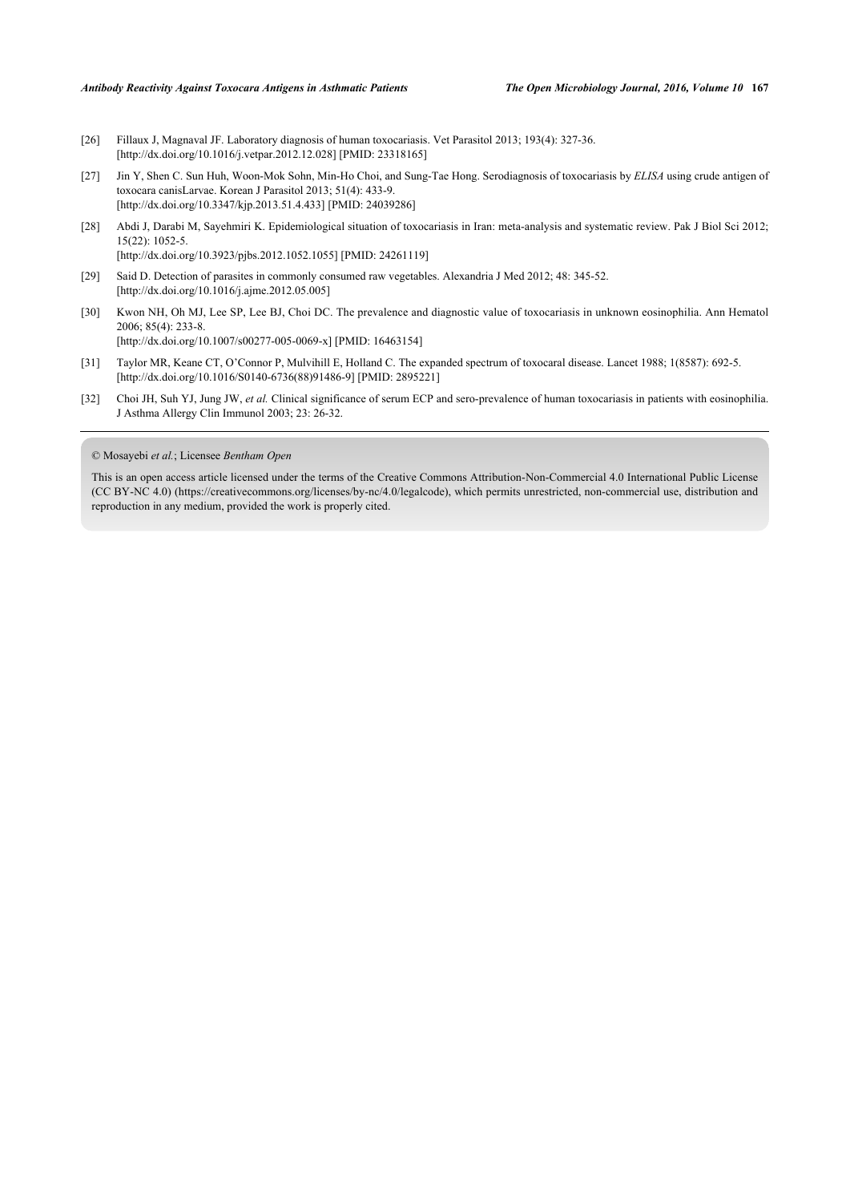[26] Fillaux J, Magnaval JF. Laboratory diagnosis of human toxocariasis. Vet Parasitol 2013; 193(4): 327-36. [http://dx.doi.org/10.1016/j.vetpar.2012.12.028] [PMID: 23318165]

[27] Jin Y, Shen C. Sun Huh, Woon-Mok Sohn, Min-Ho Choi, and Sung-Tae Hong. Serodiagnosis of toxocariasis by *ELISA* using crude antigen of toxocara canisLarvae. Korean J Parasitol 2013; 51(4): 433-9. [http://dx.doi.org/10.3347/kjp.2013.51.4.433] [PMID: 24039286]

[28] Abdi J, Darabi M, Sayehmiri K. Epidemiological situation of toxocariasis in Iran: meta-analysis and systematic review. Pak J Biol Sci 2012; 15(22): 1052-5. [http://dx.doi.org/10.3923/pjbs.2012.1052.1055] [PMID: 24261119]

[29] Said D. Detection of parasites in commonly consumed raw vegetables. Alexandria J Med 2012; 48: 345-52. [http://dx.doi.org/10.1016/j.ajme.2012.05.005]

[30] Kwon NH, Oh MJ, Lee SP, Lee BJ, Choi DC. The prevalence and diagnostic value of toxocariasis in unknown eosinophilia. Ann Hematol 2006; 85(4): 233-8. [http://dx.doi.org/10.1007/s00277-005-0069-x] [PMID: 16463154]

[31] Taylor MR, Keane CT, O'Connor P, Mulvihill E, Holland C. The expanded spectrum of toxocaral disease. Lancet 1988; 1(8587): 692-5. [http://dx.doi.org/10.1016/S0140-6736(88)91486-9] [PMID: 2895221]

[32] Choi JH, Suh YJ, Jung JW, *et al.* Clinical significance of serum ECP and sero-prevalence of human toxocariasis in patients with eosinophilia. J Asthma Allergy Clin Immunol 2003; 23: 26-32.

---

© Mosayebi *et al.*; Licensee *Bentham Open*

This is an open access article licensed under the terms of the Creative Commons Attribution-Non-Commercial 4.0 International Public License (CC BY-NC 4.0) (https://creativecommons.org/licenses/by-nc/4.0/legalcode), which permits unrestricted, non-commercial use, distribution and reproduction in any medium, provided the work is properly cited.